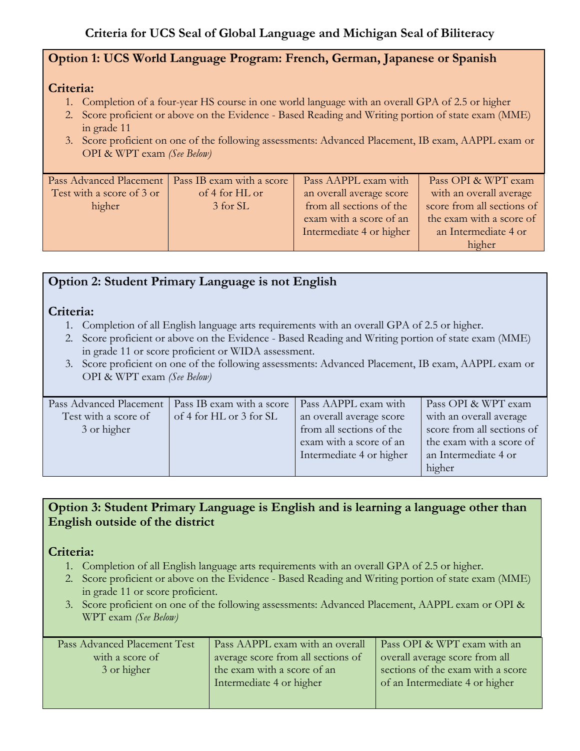# Criteria for UCS Seal of Global Language and Michigan Seal of Biliteracy

## Option 1: UCS World Language Program: French, German, Japanese or Spanish

**Criteria:**

1. Completion of a four-year HS course in one world language with an overall GPA of 2.5 or higher
2. Score proficient or above on the Evidence - Based Reading and Writing portion of state exam (MME) in grade 11
3. Score proficient on one of the following assessments: Advanced Placement, IB exam, AAPPL exam or OPI & WPT exam *(See Below)*

| Pass Advanced Placement Test with a score of 3 or higher | Pass IB exam with a score of 4 for HL or 3 for SL | Pass AAPPL exam with an overall average score from all sections of the exam with a score of an Intermediate 4 or higher | Pass OPI & WPT exam with an overall average score from all sections of the exam with a score of an Intermediate 4 or higher |
|---|---|---|---|

## Option 2: Student Primary Language is not English

**Criteria:**

1. Completion of all English language arts requirements with an overall GPA of 2.5 or higher.
2. Score proficient or above on the Evidence - Based Reading and Writing portion of state exam (MME) in grade 11 or score proficient or WIDA assessment.
3. Score proficient on one of the following assessments: Advanced Placement, IB exam, AAPPL exam or OPI & WPT exam *(See Below)*

| Pass Advanced Placement Test with a score of 3 or higher | Pass IB exam with a score of 4 for HL or 3 for SL | Pass AAPPL exam with an overall average score from all sections of the exam with a score of an Intermediate 4 or higher | Pass OPI & WPT exam with an overall average score from all sections of the exam with a score of an Intermediate 4 or higher |
|---|---|---|---|

## Option 3: Student Primary Language is English and is learning a language other than English outside of the district

**Criteria:**

1. Completion of all English language arts requirements with an overall GPA of 2.5 or higher.
2. Score proficient or above on the Evidence - Based Reading and Writing portion of state exam (MME) in grade 11 or score proficient.
3. Score proficient on one of the following assessments: Advanced Placement, AAPPL exam or OPI & WPT exam *(See Below)*

| Pass Advanced Placement Test with a score of 3 or higher | Pass AAPPL exam with an overall average score from all sections of the exam with a score of an Intermediate 4 or higher | Pass OPI & WPT exam with an overall average score from all sections of the exam with a score of an Intermediate 4 or higher |
|---|---|---|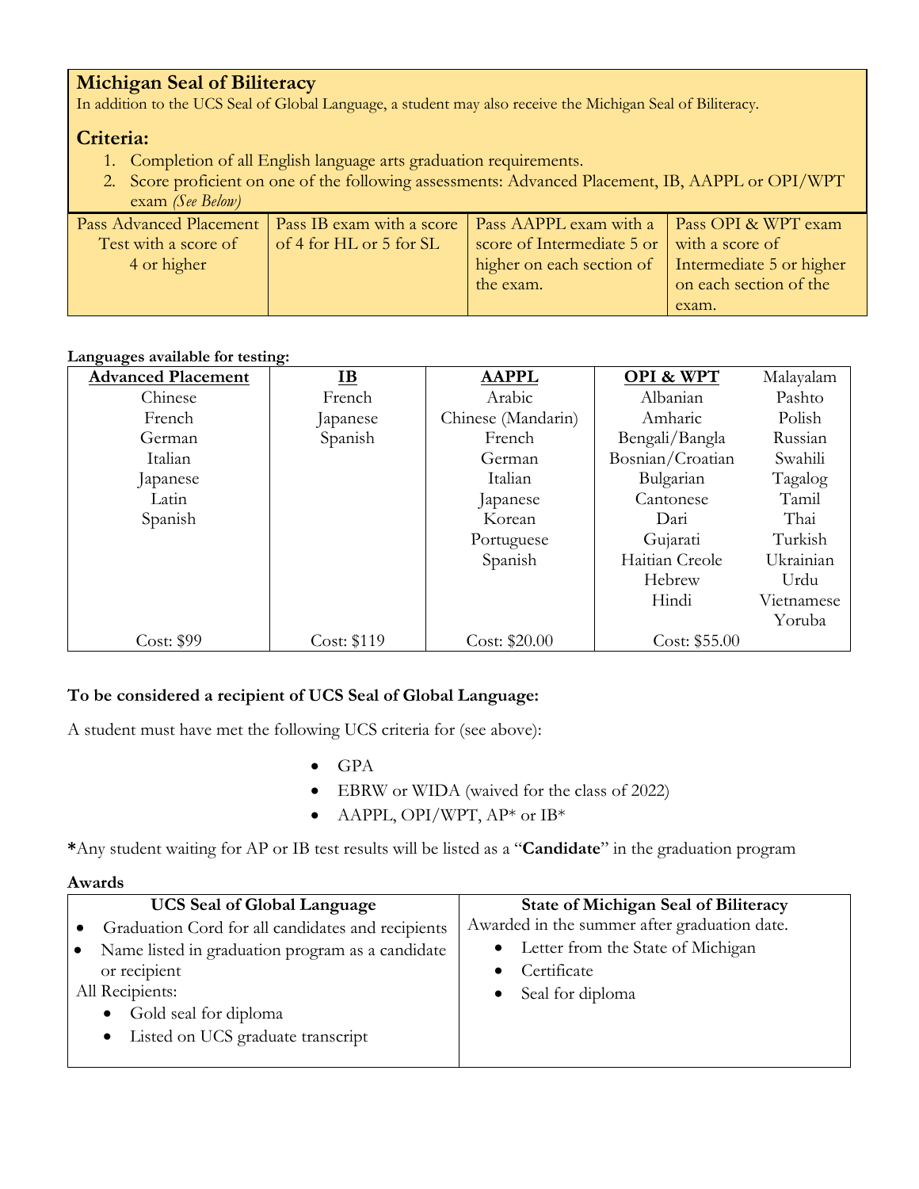## Michigan Seal of Biliteracy

In addition to the UCS Seal of Global Language, a student may also receive the Michigan Seal of Biliteracy.

### Criteria:

1. Completion of all English language arts graduation requirements.
2. Score proficient on one of the following assessments: Advanced Placement, IB, AAPPL or OPI/WPT exam *(See Below)*

| Pass Advanced Placement Test with a score of 4 or higher | Pass IB exam with a score of 4 for HL or 5 for SL | Pass AAPPL exam with a score of Intermediate 5 or higher on each section of the exam. | Pass OPI & WPT exam with a score of Intermediate 5 or higher on each section of the exam. |
|---|---|---|---|

**Languages available for testing:**

| Advanced Placement | IB | AAPPL | OPI & WPT | |
|---|---|---|---|---|
| | | | | Malayalam |
| Chinese | French | Arabic | Albanian | Pashto |
| French | Japanese | Chinese (Mandarin) | Amharic | Polish |
| German | Spanish | French | Bengali/Bangla | Russian |
| Italian | | German | Bosnian/Croatian | Swahili |
| Japanese | | Italian | Bulgarian | Tagalog |
| Latin | | Japanese | Cantonese | Tamil |
| Spanish | | Korean | Dari | Thai |
| | | Portuguese | Gujarati | Turkish |
| | | Spanish | Haitian Creole | Ukrainian |
| | | | Hebrew | Urdu |
| | | | Hindi | Vietnamese |
| | | | | Yoruba |
| Cost: $99 | Cost: $119 | Cost: $20.00 | Cost: $55.00 | |

**To be considered a recipient of UCS Seal of Global Language:**

A student must have met the following UCS criteria for (see above):

- GPA
- EBRW or WIDA (waived for the class of 2022)
- AAPPL, OPI/WPT, AP* or IB*

**\***Any student waiting for AP or IB test results will be listed as a "**Candidate**" in the graduation program

**Awards**

| UCS Seal of Global Language | State of Michigan Seal of Biliteracy |
|---|---|
| • Graduation Cord for all candidates and recipients<br>• Name listed in graduation program as a candidate or recipient<br>All Recipients:<br>• Gold seal for diploma<br>• Listed on UCS graduate transcript | Awarded in the summer after graduation date.<br>• Letter from the State of Michigan<br>• Certificate<br>• Seal for diploma |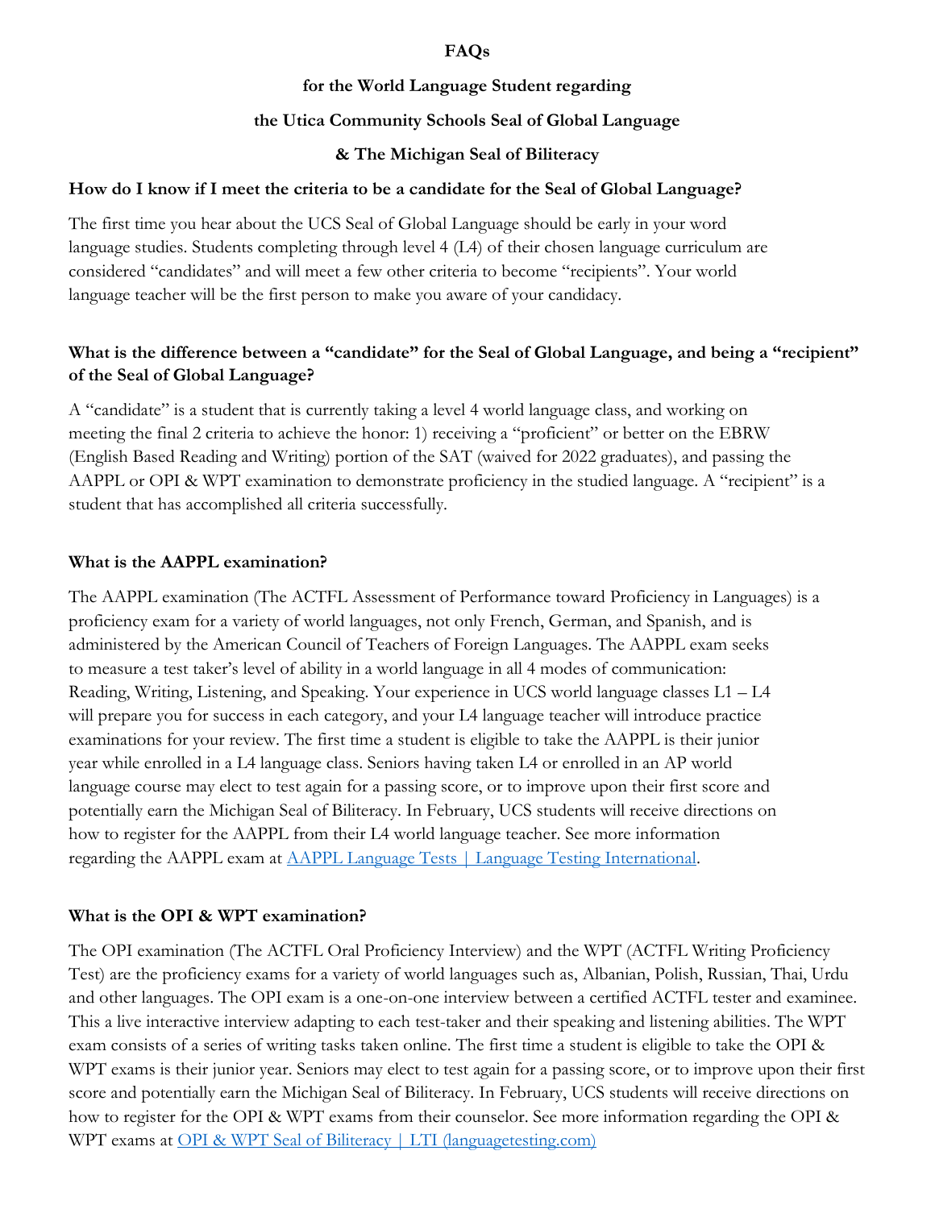**FAQs**

**for the World Language Student regarding**

**the Utica Community Schools Seal of Global Language**

**& The Michigan Seal of Biliteracy**

**How do I know if I meet the criteria to be a candidate for the Seal of Global Language?**

The first time you hear about the UCS Seal of Global Language should be early in your word language studies. Students completing through level 4 (L4) of their chosen language curriculum are considered "candidates" and will meet a few other criteria to become "recipients". Your world language teacher will be the first person to make you aware of your candidacy.

**What is the difference between a "candidate" for the Seal of Global Language, and being a "recipient" of the Seal of Global Language?**

A "candidate" is a student that is currently taking a level 4 world language class, and working on meeting the final 2 criteria to achieve the honor: 1) receiving a "proficient" or better on the EBRW (English Based Reading and Writing) portion of the SAT (waived for 2022 graduates), and passing the AAPPL or OPI & WPT examination to demonstrate proficiency in the studied language. A "recipient" is a student that has accomplished all criteria successfully.

**What is the AAPPL examination?**

The AAPPL examination (The ACTFL Assessment of Performance toward Proficiency in Languages) is a proficiency exam for a variety of world languages, not only French, German, and Spanish, and is administered by the American Council of Teachers of Foreign Languages. The AAPPL exam seeks to measure a test taker's level of ability in a world language in all 4 modes of communication: Reading, Writing, Listening, and Speaking. Your experience in UCS world language classes L1 – L4 will prepare you for success in each category, and your L4 language teacher will introduce practice examinations for your review. The first time a student is eligible to take the AAPPL is their junior year while enrolled in a L4 language class. Seniors having taken L4 or enrolled in an AP world language course may elect to test again for a passing score, or to improve upon their first score and potentially earn the Michigan Seal of Biliteracy. In February, UCS students will receive directions on how to register for the AAPPL from their L4 world language teacher. See more information regarding the AAPPL exam at [AAPPL Language Tests | Language Testing International](#).

**What is the OPI & WPT examination?**

The OPI examination (The ACTFL Oral Proficiency Interview) and the WPT (ACTFL Writing Proficiency Test) are the proficiency exams for a variety of world languages such as, Albanian, Polish, Russian, Thai, Urdu and other languages. The OPI exam is a one-on-one interview between a certified ACTFL tester and examinee. This a live interactive interview adapting to each test-taker and their speaking and listening abilities. The WPT exam consists of a series of writing tasks taken online. The first time a student is eligible to take the OPI & WPT exams is their junior year. Seniors may elect to test again for a passing score, or to improve upon their first score and potentially earn the Michigan Seal of Biliteracy. In February, UCS students will receive directions on how to register for the OPI & WPT exams from their counselor. See more information regarding the OPI & WPT exams at [OPI & WPT Seal of Biliteracy | LTI (languagetesting.com)](#)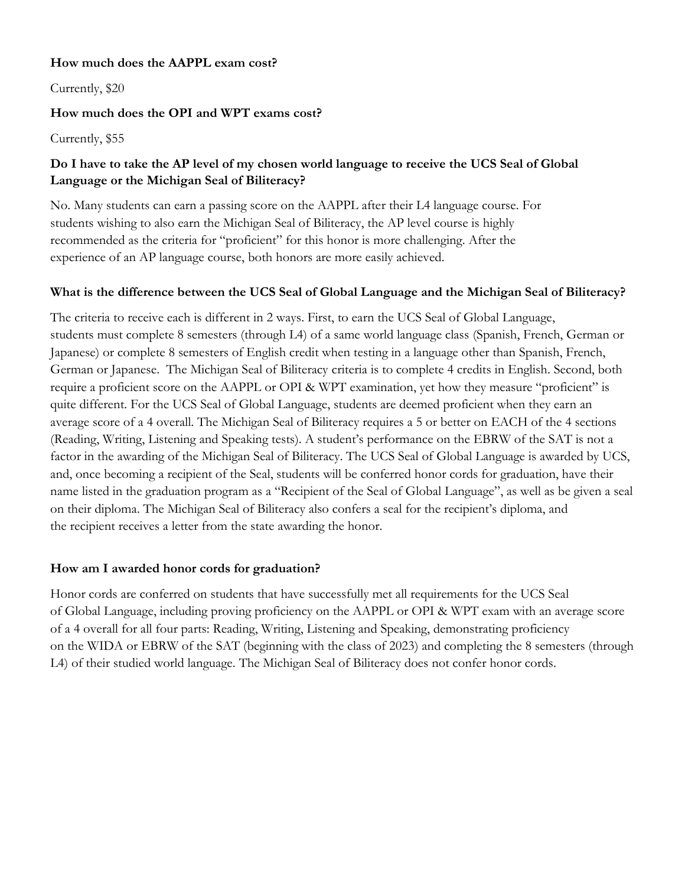**How much does the AAPPL exam cost?**

Currently, $20

**How much does the OPI and WPT exams cost?**

Currently, $55

**Do I have to take the AP level of my chosen world language to receive the UCS Seal of Global Language or the Michigan Seal of Biliteracy?**

No. Many students can earn a passing score on the AAPPL after their L4 language course. For students wishing to also earn the Michigan Seal of Biliteracy, the AP level course is highly recommended as the criteria for "proficient" for this honor is more challenging. After the experience of an AP language course, both honors are more easily achieved.

**What is the difference between the UCS Seal of Global Language and the Michigan Seal of Biliteracy?**

The criteria to receive each is different in 2 ways. First, to earn the UCS Seal of Global Language, students must complete 8 semesters (through L4) of a same world language class (Spanish, French, German or Japanese) or complete 8 semesters of English credit when testing in a language other than Spanish, French, German or Japanese. The Michigan Seal of Biliteracy criteria is to complete 4 credits in English. Second, both require a proficient score on the AAPPL or OPI & WPT examination, yet how they measure "proficient" is quite different. For the UCS Seal of Global Language, students are deemed proficient when they earn an average score of a 4 overall. The Michigan Seal of Biliteracy requires a 5 or better on EACH of the 4 sections (Reading, Writing, Listening and Speaking tests). A student's performance on the EBRW of the SAT is not a factor in the awarding of the Michigan Seal of Biliteracy. The UCS Seal of Global Language is awarded by UCS, and, once becoming a recipient of the Seal, students will be conferred honor cords for graduation, have their name listed in the graduation program as a "Recipient of the Seal of Global Language", as well as be given a seal on their diploma. The Michigan Seal of Biliteracy also confers a seal for the recipient's diploma, and the recipient receives a letter from the state awarding the honor.

**How am I awarded honor cords for graduation?**

Honor cords are conferred on students that have successfully met all requirements for the UCS Seal of Global Language, including proving proficiency on the AAPPL or OPI & WPT exam with an average score of a 4 overall for all four parts: Reading, Writing, Listening and Speaking, demonstrating proficiency on the WIDA or EBRW of the SAT (beginning with the class of 2023) and completing the 8 semesters (through L4) of their studied world language. The Michigan Seal of Biliteracy does not confer honor cords.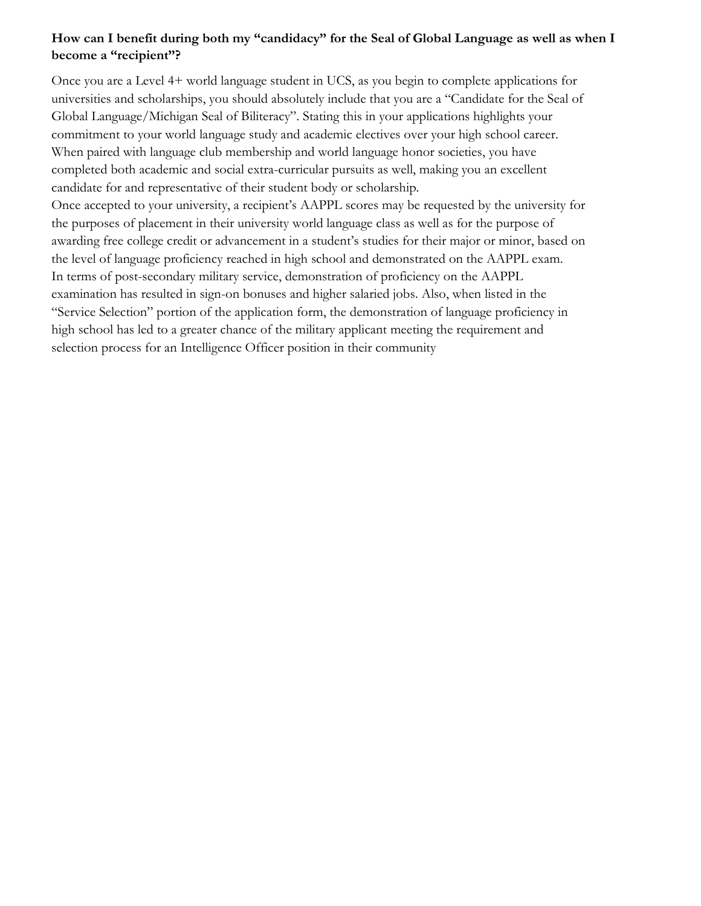**How can I benefit during both my "candidacy" for the Seal of Global Language as well as when I become a "recipient"?**

Once you are a Level 4+ world language student in UCS, as you begin to complete applications for universities and scholarships, you should absolutely include that you are a "Candidate for the Seal of Global Language/Michigan Seal of Biliteracy". Stating this in your applications highlights your commitment to your world language study and academic electives over your high school career. When paired with language club membership and world language honor societies, you have completed both academic and social extra-curricular pursuits as well, making you an excellent candidate for and representative of their student body or scholarship.

Once accepted to your university, a recipient's AAPPL scores may be requested by the university for the purposes of placement in their university world language class as well as for the purpose of awarding free college credit or advancement in a student's studies for their major or minor, based on the level of language proficiency reached in high school and demonstrated on the AAPPL exam.

In terms of post-secondary military service, demonstration of proficiency on the AAPPL examination has resulted in sign-on bonuses and higher salaried jobs. Also, when listed in the "Service Selection" portion of the application form, the demonstration of language proficiency in high school has led to a greater chance of the military applicant meeting the requirement and selection process for an Intelligence Officer position in their community